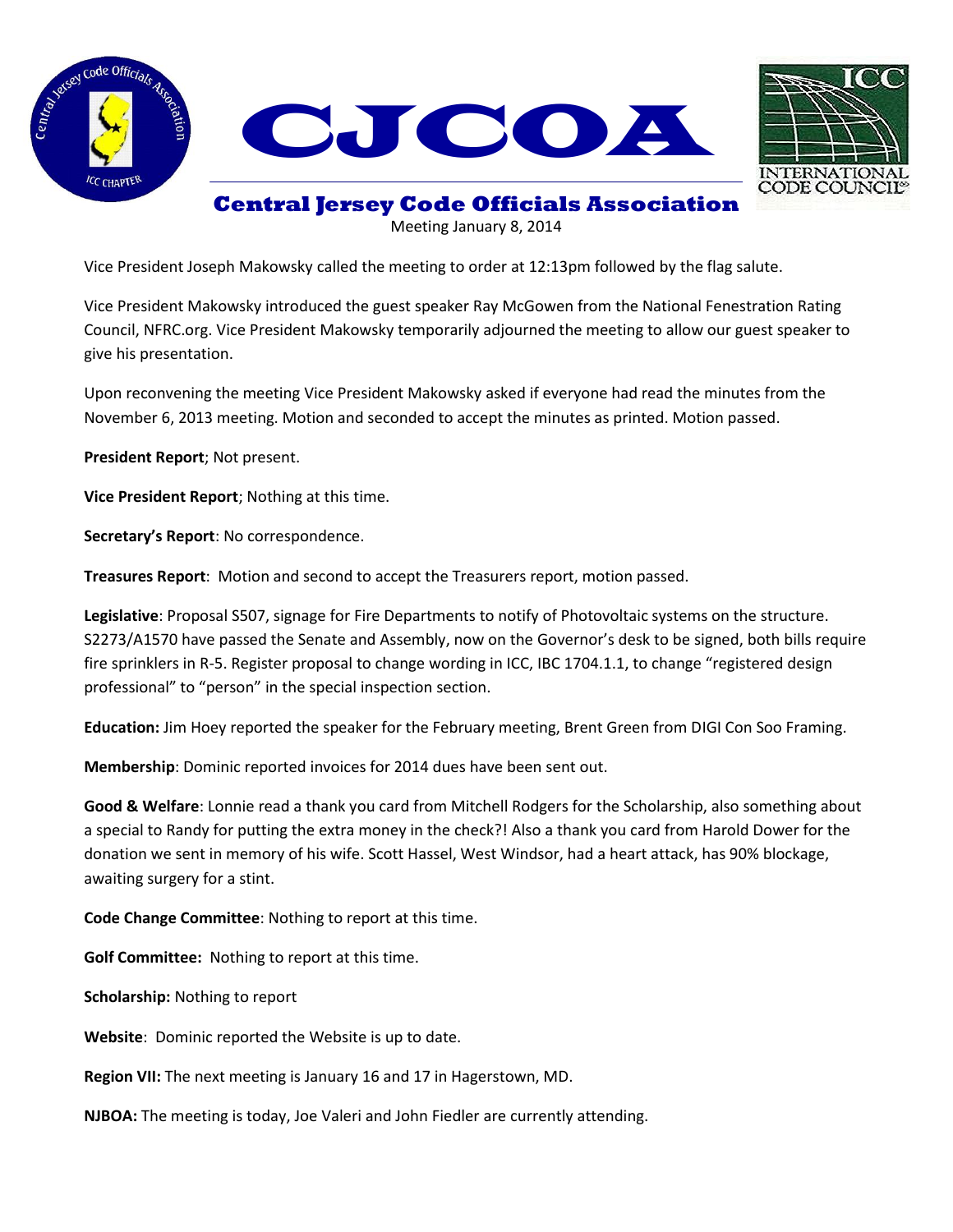# CJCOA

## Central Jersey Code Officials Association

Meeting January 8, 2014

Vice President Joseph Makowsky called the meeting to order at 12:13pm followed by the flag salute.

Vice President Makowsky introduced the guest speaker Ray McGowen from the National Fenestration Rating Council, NFRC.org. Vice President Makowsky temporarily adjourned the meeting to allow our guest speaker to give his presentation.

Upon reconvening the meeting Vice President Makowsky asked if everyone had read the minutes from the November 6, 2013 meeting. Motion and seconded to accept the minutes as printed. Motion passed.

**President Report**; Not present.

**Vice President Report**; Nothing at this time.

**Secretary's Report**: No correspondence.

**Treasures Report**: Motion and second to accept the Treasurers report, motion passed.

**Legislative**: Proposal S507, signage for Fire Departments to notify of Photovoltaic systems on the structure. S2273/A1570 have passed the Senate and Assembly, now on the Governor's desk to be signed, both bills require fire sprinklers in R-5. Register proposal to change wording in ICC, IBC 1704.1.1, to change "registered design professional" to "person" in the special inspection section.

**Education:** Jim Hoey reported the speaker for the February meeting, Brent Green from DIGI Con Soo Framing.

**Membership**: Dominic reported invoices for 2014 dues have been sent out.

**Good & Welfare**: Lonnie read a thank you card from Mitchell Rodgers for the Scholarship, also something about a special to Randy for putting the extra money in the check?! Also a thank you card from Harold Dower for the donation we sent in memory of his wife. Scott Hassel, West Windsor, had a heart attack, has 90% blockage, awaiting surgery for a stint.

**Code Change Committee**: Nothing to report at this time.

**Golf Committee:** Nothing to report at this time.

**Scholarship:** Nothing to report

**Website**: Dominic reported the Website is up to date.

**Region VII:** The next meeting is January 16 and 17 in Hagerstown, MD.

**NJBOA:** The meeting is today, Joe Valeri and John Fiedler are currently attending.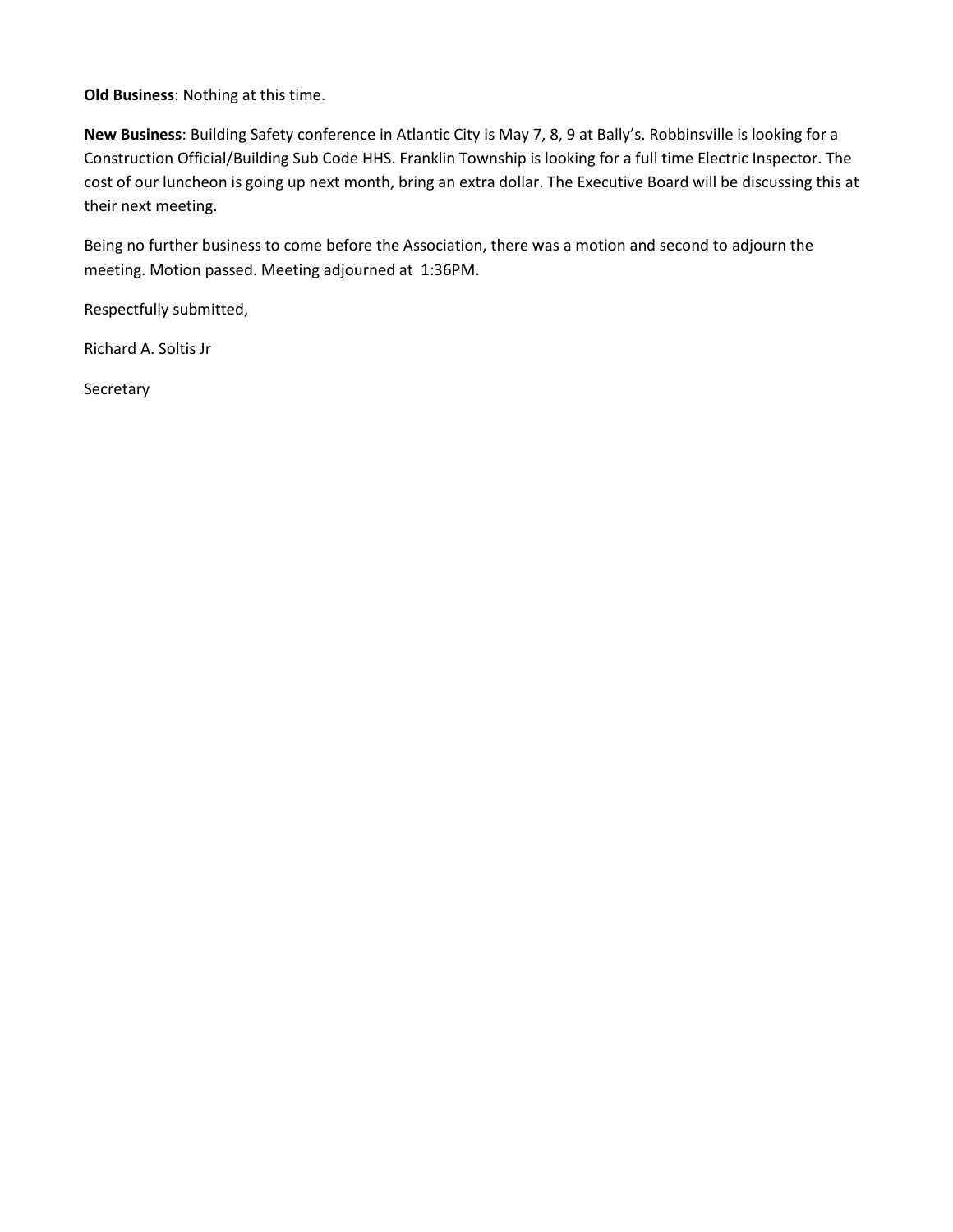**Old Business**: Nothing at this time.

**New Business**: Building Safety conference in Atlantic City is May 7, 8, 9 at Bally's. Robbinsville is looking for a Construction Official/Building Sub Code HHS. Franklin Township is looking for a full time Electric Inspector. The cost of our luncheon is going up next month, bring an extra dollar. The Executive Board will be discussing this at their next meeting.

Being no further business to come before the Association, there was a motion and second to adjourn the meeting. Motion passed. Meeting adjourned at 1:36PM.

Respectfully submitted,

Richard A. Soltis Jr

Secretary